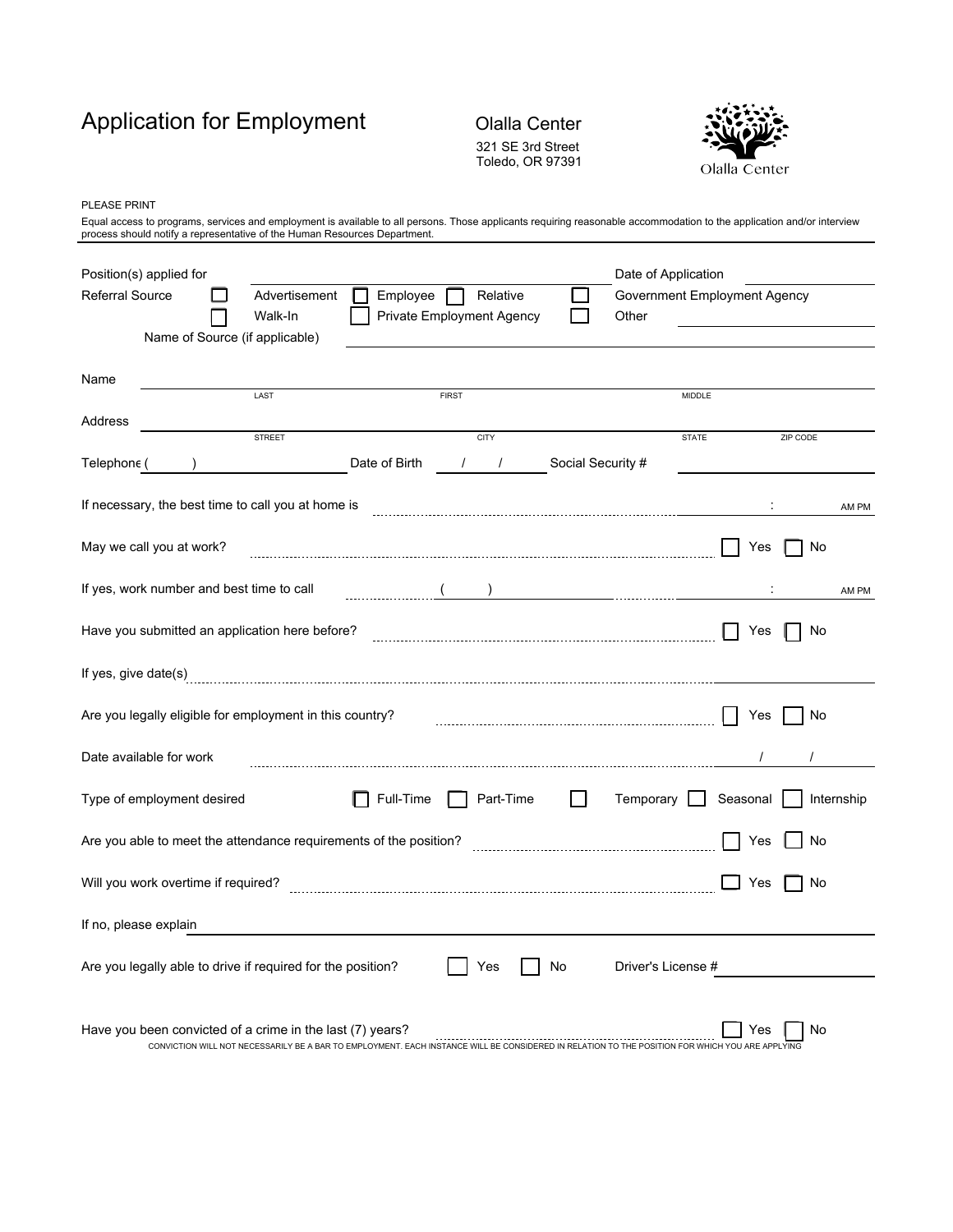# Application for Employment

Olalla Center
321 SE 3rd Street
Toledo, OR 97391

Olalla Center

PLEASE PRINT

Equal access to programs, services and employment is available to all persons. Those applicants requiring reasonable accommodation to the application and/or interview process should notify a representative of the Human Resources Department.

---

Position(s) applied for ______________________________ Date of Application ______________

Referral Source ☐ Advertisement ☐ Employee ☐ Relative ☐ Government Employment Agency
☐ Walk-In ☐ Private Employment Agency ☐ Other ______________

Name of Source (if applicable) ______________________________

Name ______________________________
LAST FIRST MIDDLE

Address ______________________________
STREET CITY STATE ZIP CODE

Telephone (    ) ______________ Date of Birth    /    /    Social Security # ______________

If necessary, the best time to call you at home is ______________ :    AM PM

May we call you at work? ☐ Yes ☐ No

If yes, work number and best time to call (    ) ______________ :    AM PM

Have you submitted an application here before? ☐ Yes ☐ No

If yes, give date(s) ______________________________

Are you legally eligible for employment in this country? ☐ Yes ☐ No

Date available for work    /    /

Type of employment desired ☐ Full-Time ☐ Part-Time ☐ Temporary ☐ Seasonal ☐ Internship

Are you able to meet the attendance requirements of the position? ☐ Yes ☐ No

Will you work overtime if required? ☐ Yes ☐ No

If no, please explain ______________________________

Are you legally able to drive if required for the position? ☐ Yes ☐ No Driver's License # ______________

Have you been convicted of a crime in the last (7) years? ☐ Yes ☐ No

CONVICTION WILL NOT NECESSARILY BE A BAR TO EMPLOYMENT. EACH INSTANCE WILL BE CONSIDERED IN RELATION TO THE POSITION FOR WHICH YOU ARE APPLYING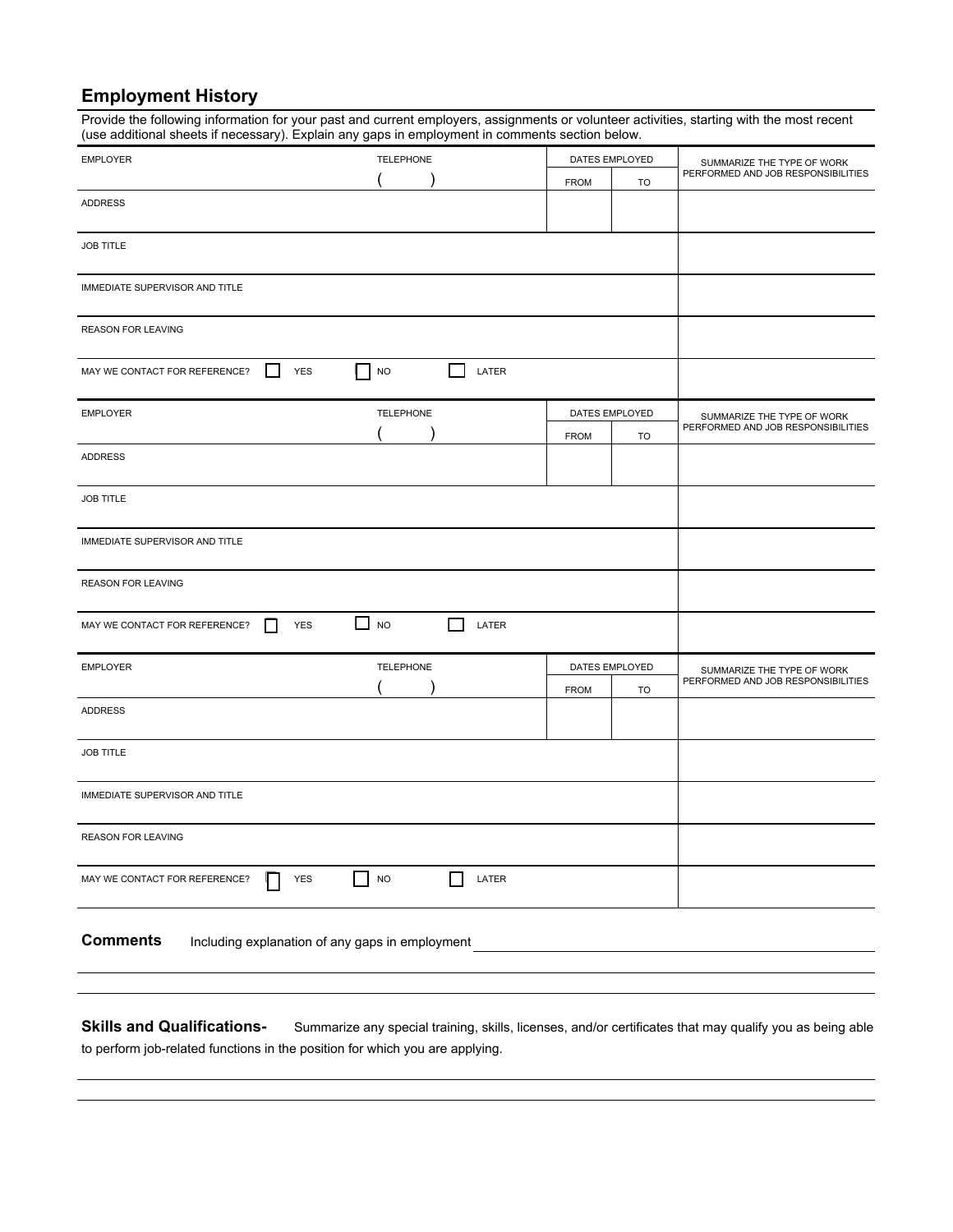## Employment History

Provide the following information for your past and current employers, assignments or volunteer activities, starting with the most recent (use additional sheets if necessary). Explain any gaps in employment in comments section below.

| EMPLOYER | TELEPHONE | DATES EMPLOYED | | SUMMARIZE THE TYPE OF WORK PERFORMED AND JOB RESPONSIBILITIES |
|---|---|---|---|---|
| | ( ) | FROM | TO | |
| ADDRESS | | | | |
| JOB TITLE | | | | |
| IMMEDIATE SUPERVISOR AND TITLE | | | | |
| REASON FOR LEAVING | | | | |
| MAY WE CONTACT FOR REFERENCE? ☐ YES ☐ NO ☐ LATER | | | | |

| EMPLOYER | TELEPHONE | DATES EMPLOYED | | SUMMARIZE THE TYPE OF WORK PERFORMED AND JOB RESPONSIBILITIES |
|---|---|---|---|---|
| | ( ) | FROM | TO | |
| ADDRESS | | | | |
| JOB TITLE | | | | |
| IMMEDIATE SUPERVISOR AND TITLE | | | | |
| REASON FOR LEAVING | | | | |
| MAY WE CONTACT FOR REFERENCE? ☐ YES ☐ NO ☐ LATER | | | | |

| EMPLOYER | TELEPHONE | DATES EMPLOYED | | SUMMARIZE THE TYPE OF WORK PERFORMED AND JOB RESPONSIBILITIES |
|---|---|---|---|---|
| | ( ) | FROM | TO | |
| ADDRESS | | | | |
| JOB TITLE | | | | |
| IMMEDIATE SUPERVISOR AND TITLE | | | | |
| REASON FOR LEAVING | | | | |
| MAY WE CONTACT FOR REFERENCE? ☐ YES ☐ NO ☐ LATER | | | | |

**Comments** Including explanation of any gaps in employment ______________________________

______________________________________________________________________

______________________________________________________________________

**Skills and Qualifications-** Summarize any special training, skills, licenses, and/or certificates that may qualify you as being able to perform job-related functions in the position for which you are applying.

______________________________________________________________________

______________________________________________________________________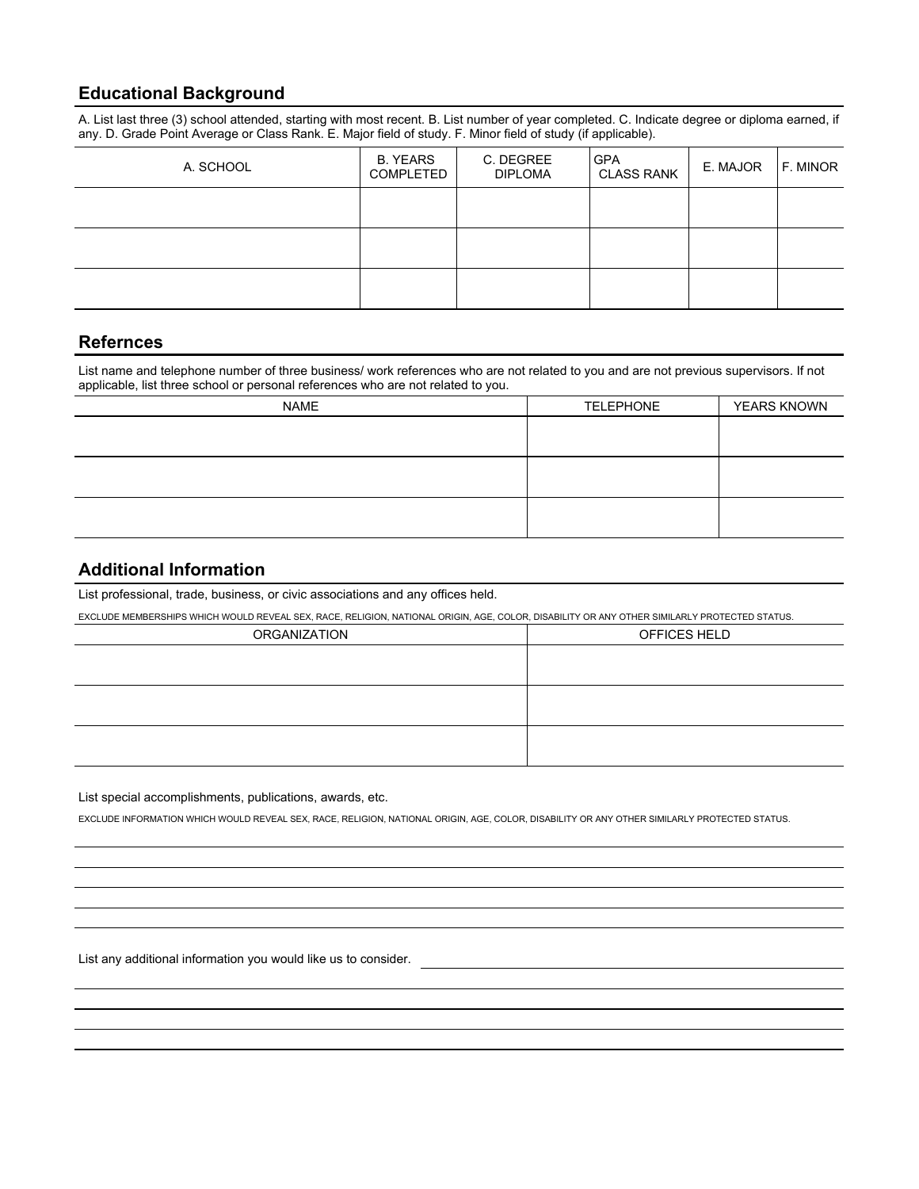## Educational Background

A. List last three (3) school attended, starting with most recent. B. List number of year completed. C. Indicate degree or diploma earned, if any. D. Grade Point Average or Class Rank. E. Major field of study. F. Minor field of study (if applicable).

| A. SCHOOL | B. YEARS COMPLETED | C. DEGREE DIPLOMA | GPA CLASS RANK | E. MAJOR | F. MINOR |
|---|---|---|---|---|---|
| | | | | | |
| | | | | | |
| | | | | | |

## Refernces

List name and telephone number of three business/ work references who are not related to you and are not previous supervisors. If not applicable, list three school or personal references who are not related to you.

| NAME | TELEPHONE | YEARS KNOWN |
|---|---|---|
| | | |
| | | |
| | | |

## Additional Information

List professional, trade, business, or civic associations and any offices held.

EXCLUDE MEMBERSHIPS WHICH WOULD REVEAL SEX, RACE, RELIGION, NATIONAL ORIGIN, AGE, COLOR, DISABILITY OR ANY OTHER SIMILARLY PROTECTED STATUS.

| ORGANIZATION | OFFICES HELD |
|---|---|
| | |
| | |
| | |

List special accomplishments, publications, awards, etc.

EXCLUDE INFORMATION WHICH WOULD REVEAL SEX, RACE, RELIGION, NATIONAL ORIGIN, AGE, COLOR, DISABILITY OR ANY OTHER SIMILARLY PROTECTED STATUS.

List any additional information you would like us to consider.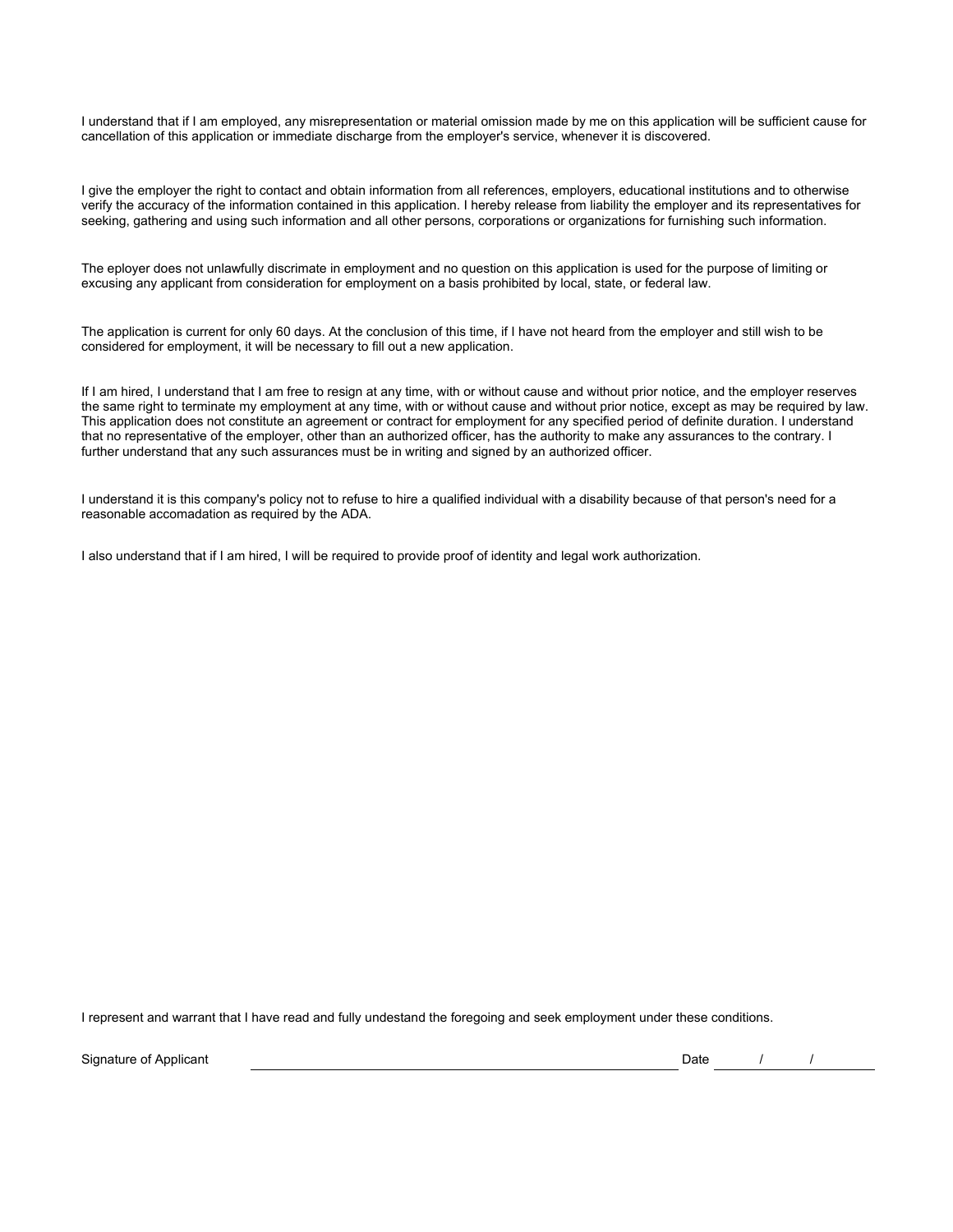I understand that if I am employed, any misrepresentation or material omission made by me on this application will be sufficient cause for cancellation of this application or immediate discharge from the employer's service, whenever it is discovered.

I give the employer the right to contact and obtain information from all references, employers, educational institutions and to otherwise verify the accuracy of the information contained in this application. I hereby release from liability the employer and its representatives for seeking, gathering and using such information and all other persons, corporations or organizations for furnishing such information.

The eployer does not unlawfully discrimate in employment and no question on this application is used for the purpose of limiting or excusing any applicant from consideration for employment on a basis prohibited by local, state, or federal law.

The application is current for only 60 days. At the conclusion of this time, if I have not heard from the employer and still wish to be considered for employment, it will be necessary to fill out a new application.

If I am hired, I understand that I am free to resign at any time, with or without cause and without prior notice, and the employer reserves the same right to terminate my employment at any time, with or without cause and without prior notice, except as may be required by law. This application does not constitute an agreement or contract for employment for any specified period of definite duration. I understand that no representative of the employer, other than an authorized officer, has the authority to make any assurances to the contrary. I further understand that any such assurances must be in writing and signed by an authorized officer.

I understand it is this company's policy not to refuse to hire a qualified individual with a disability because of that person's need for a reasonable accomadation as required by the ADA.

I also understand that if I am hired, I will be required to provide proof of identity and legal work authorization.

I represent and warrant that I have read and fully undestand the foregoing and seek employment under these conditions.

Signature of Applicant ______________________________ Date ____/____/____